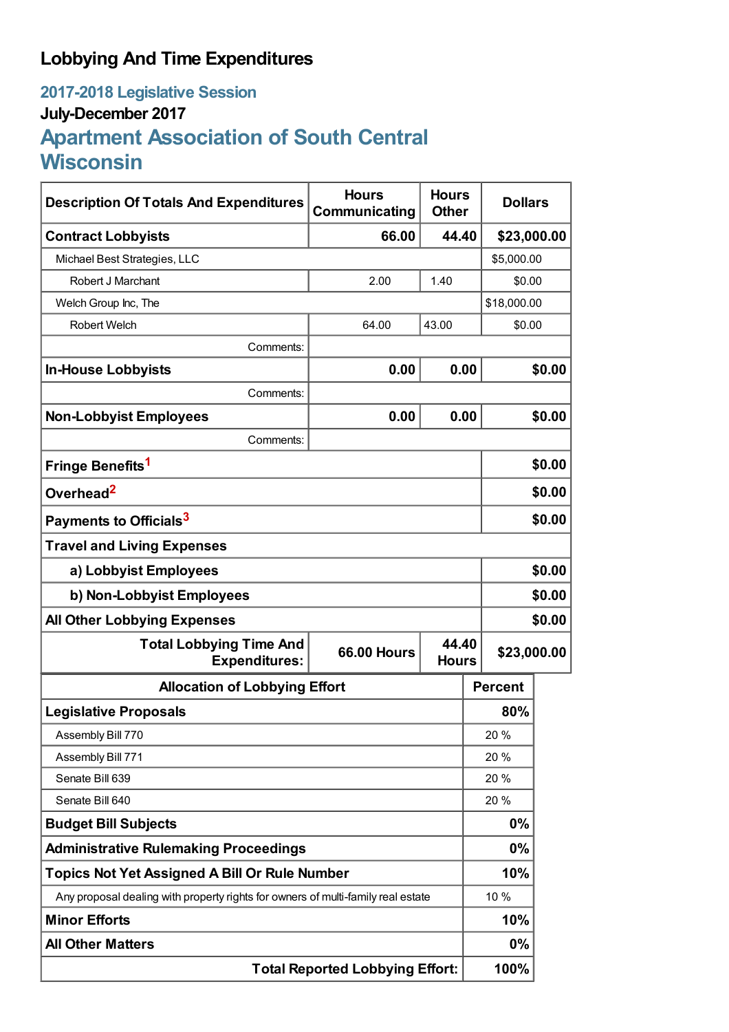# Lobbying And Time Expenditures

## 2017-2018 Legislative Session

### July-December 2017

## Apartment Association of South Central Wisconsin

| Description Of Totals And Expenditures | Hours Communicating | Hours Other | Dollars |
|---|---|---|---|
| **Contract Lobbyists** | **66.00** | **44.40** | **$23,000.00** |
| Michael Best Strategies, LLC | | | $5,000.00 |
| Robert J Marchant | 2.00 | 1.40 | $0.00 |
| Welch Group Inc, The | | | $18,000.00 |
| Robert Welch | 64.00 | 43.00 | $0.00 |
| Comments: | | | |
| **In-House Lobbyists** | **0.00** | **0.00** | **$0.00** |
| Comments: | | | |
| **Non-Lobbyist Employees** | **0.00** | **0.00** | **$0.00** |
| Comments: | | | |
| **Fringe Benefits**[1] | | | **$0.00** |
| **Overhead**[2] | | | **$0.00** |
| **Payments to Officials**[3] | | | **$0.00** |
| **Travel and Living Expenses** | | | |
| **a) Lobbyist Employees** | | | **$0.00** |
| **b) Non-Lobbyist Employees** | | | **$0.00** |
| **All Other Lobbying Expenses** | | | **$0.00** |
| **Total Lobbying Time And Expenditures:** | **66.00 Hours** | **44.40 Hours** | **$23,000.00** |

| Allocation of Lobbying Effort | Percent |
|---|---|
| **Legislative Proposals** | **80%** |
| Assembly Bill 770 | 20 % |
| Assembly Bill 771 | 20 % |
| Senate Bill 639 | 20 % |
| Senate Bill 640 | 20 % |
| **Budget Bill Subjects** | **0%** |
| **Administrative Rulemaking Proceedings** | **0%** |
| **Topics Not Yet Assigned A Bill Or Rule Number** | **10%** |
| Any proposal dealing with property rights for owners of multi-family real estate | 10 % |
| **Minor Efforts** | **10%** |
| **All Other Matters** | **0%** |
| **Total Reported Lobbying Effort:** | **100%** |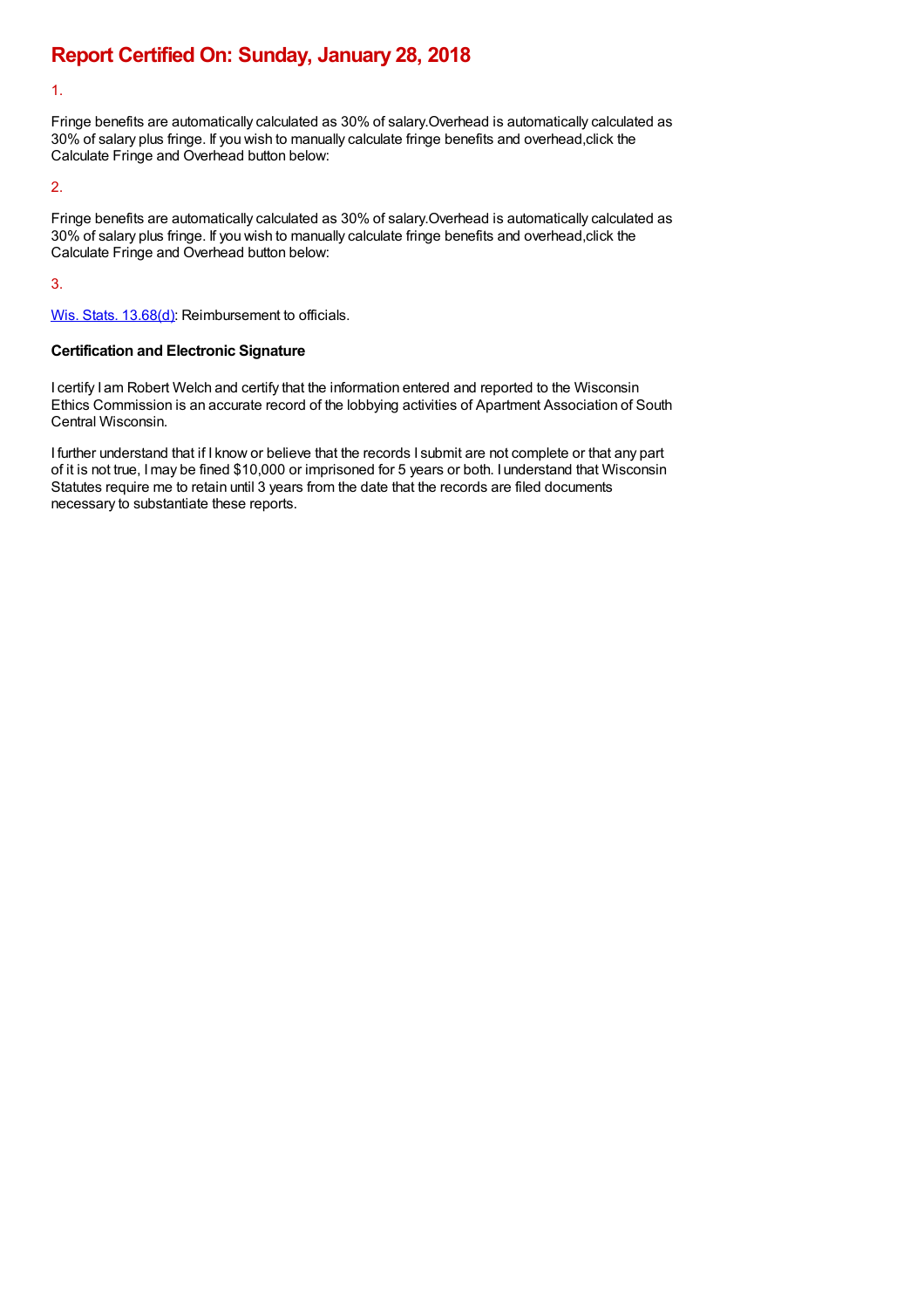# Report Certified On: Sunday, January 28, 2018

1.

Fringe benefits are automatically calculated as 30% of salary.Overhead is automatically calculated as 30% of salary plus fringe. If you wish to manually calculate fringe benefits and overhead,click the Calculate Fringe and Overhead button below:

2.

Fringe benefits are automatically calculated as 30% of salary.Overhead is automatically calculated as 30% of salary plus fringe. If you wish to manually calculate fringe benefits and overhead,click the Calculate Fringe and Overhead button below:

3.

Wis. Stats. 13.68(d): Reimbursement to officials.

**Certification and Electronic Signature**

I certify I am Robert Welch and certify that the information entered and reported to the Wisconsin Ethics Commission is an accurate record of the lobbying activities of Apartment Association of South Central Wisconsin.

I further understand that if I know or believe that the records I submit are not complete or that any part of it is not true, I may be fined $10,000 or imprisoned for 5 years or both. I understand that Wisconsin Statutes require me to retain until 3 years from the date that the records are filed documents necessary to substantiate these reports.